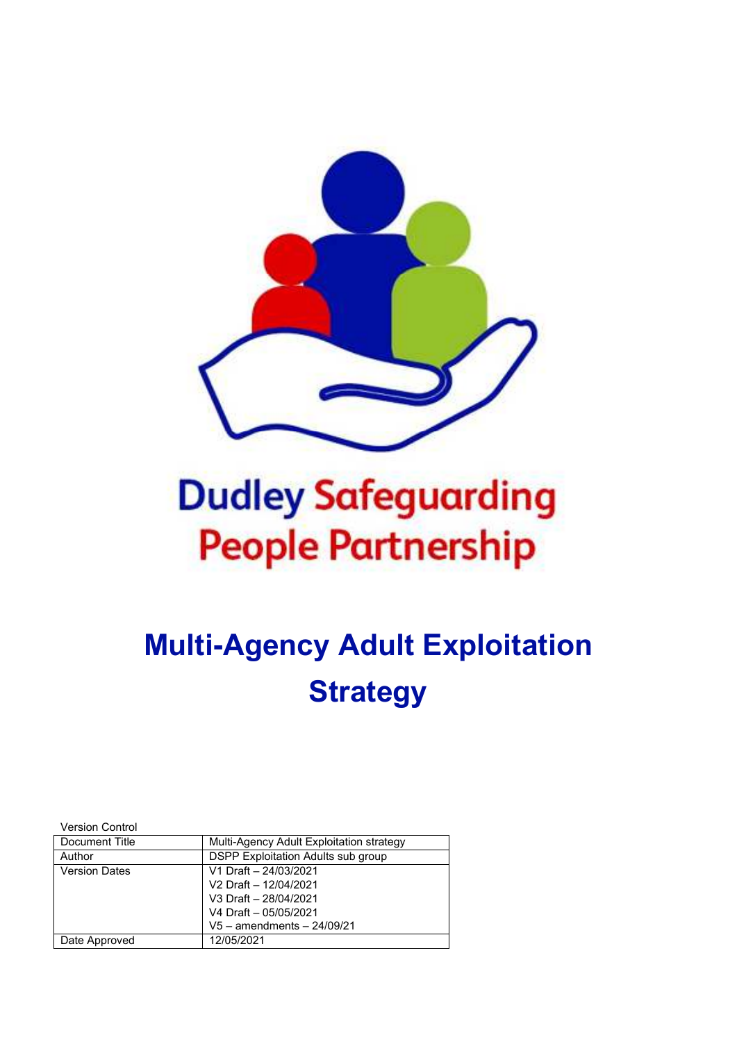Dudley Safeguarding People Partnership

# Multi-Agency Adult Exploitation Strategy

Version Control

| Document Title | Multi-Agency Adult Exploitation strategy |
|---|---|
| Author | DSPP Exploitation Adults sub group |
| Version Dates | V1 Draft – 24/03/2021<br>V2 Draft – 12/04/2021<br>V3 Draft – 28/04/2021<br>V4 Draft – 05/05/2021<br>V5 – amendments – 24/09/21 |
| Date Approved | 12/05/2021 |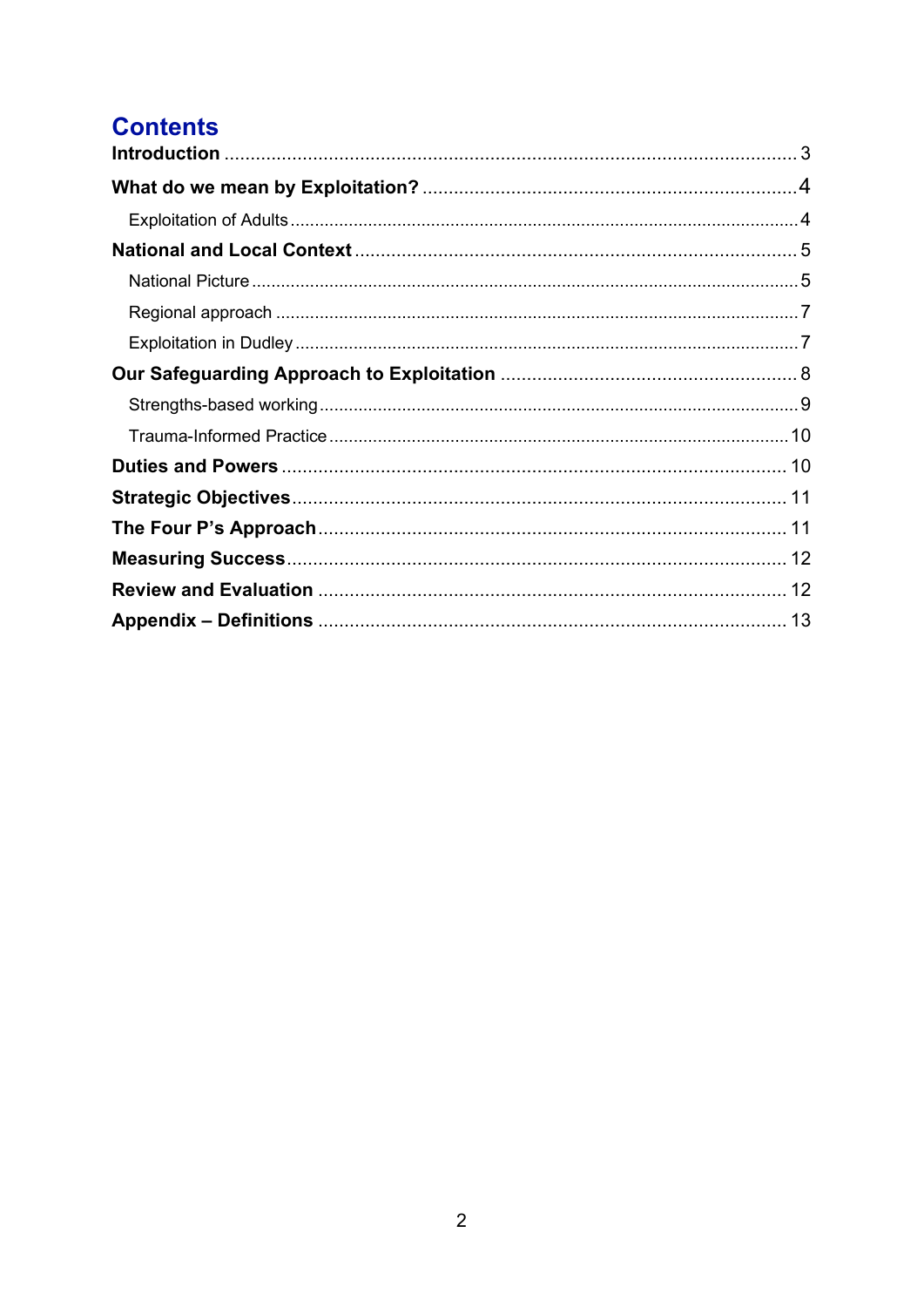# Contents

**Introduction** ........................................................................................................ 3

**What do we mean by Exploitation?** ................................................................ 4

Exploitation of Adults ............................................................................................. 4

**National and Local Context** ............................................................................... 5

National Picture ...................................................................................................... 5

Regional approach .................................................................................................. 7

Exploitation in Dudley ............................................................................................ 7

**Our Safeguarding Approach to Exploitation** .................................................. 8

Strengths-based working ........................................................................................ 9

Trauma-Informed Practice ...................................................................................... 10

**Duties and Powers** ............................................................................................. 10

**Strategic Objectives** ........................................................................................... 11

**The Four P's Approach** ...................................................................................... 11

**Measuring Success** ............................................................................................ 12

**Review and Evaluation** ...................................................................................... 12

**Appendix – Definitions** ...................................................................................... 13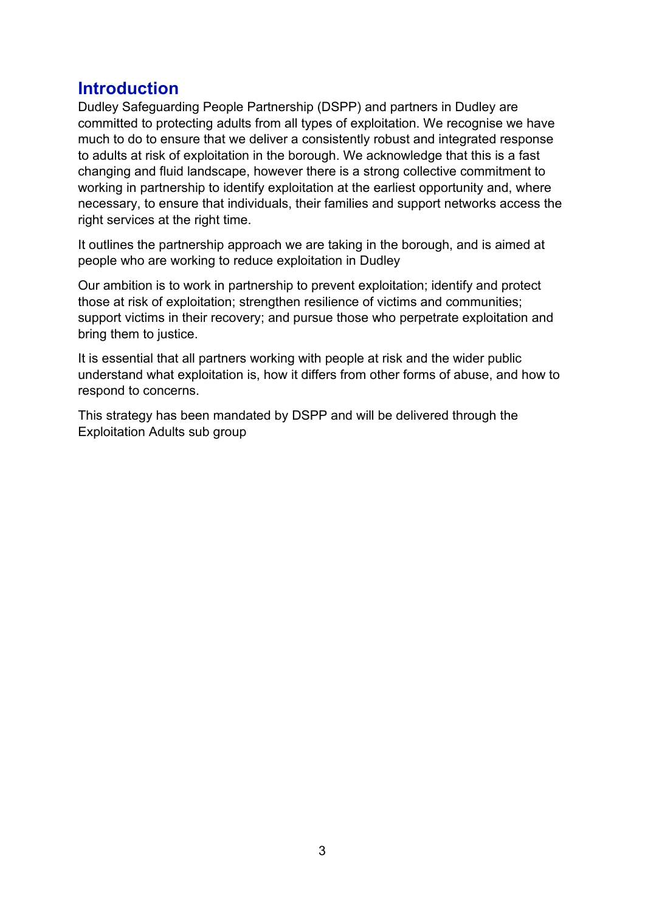## Introduction

Dudley Safeguarding People Partnership (DSPP) and partners in Dudley are committed to protecting adults from all types of exploitation. We recognise we have much to do to ensure that we deliver a consistently robust and integrated response to adults at risk of exploitation in the borough. We acknowledge that this is a fast changing and fluid landscape, however there is a strong collective commitment to working in partnership to identify exploitation at the earliest opportunity and, where necessary, to ensure that individuals, their families and support networks access the right services at the right time.

It outlines the partnership approach we are taking in the borough, and is aimed at people who are working to reduce exploitation in Dudley

Our ambition is to work in partnership to prevent exploitation; identify and protect those at risk of exploitation; strengthen resilience of victims and communities; support victims in their recovery; and pursue those who perpetrate exploitation and bring them to justice.

It is essential that all partners working with people at risk and the wider public understand what exploitation is, how it differs from other forms of abuse, and how to respond to concerns.

This strategy has been mandated by DSPP and will be delivered through the Exploitation Adults sub group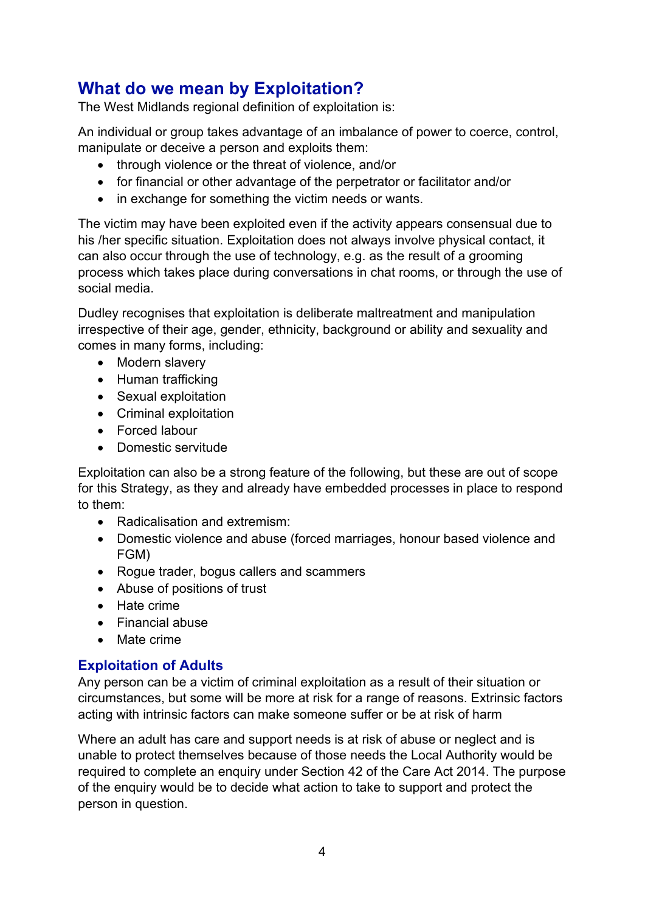## What do we mean by Exploitation?

The West Midlands regional definition of exploitation is:

An individual or group takes advantage of an imbalance of power to coerce, control, manipulate or deceive a person and exploits them:

- through violence or the threat of violence, and/or
- for financial or other advantage of the perpetrator or facilitator and/or
- in exchange for something the victim needs or wants.

The victim may have been exploited even if the activity appears consensual due to his /her specific situation. Exploitation does not always involve physical contact, it can also occur through the use of technology, e.g. as the result of a grooming process which takes place during conversations in chat rooms, or through the use of social media.

Dudley recognises that exploitation is deliberate maltreatment and manipulation irrespective of their age, gender, ethnicity, background or ability and sexuality and comes in many forms, including:

- Modern slavery
- Human trafficking
- Sexual exploitation
- Criminal exploitation
- Forced labour
- Domestic servitude

Exploitation can also be a strong feature of the following, but these are out of scope for this Strategy, as they and already have embedded processes in place to respond to them:

- Radicalisation and extremism:
- Domestic violence and abuse (forced marriages, honour based violence and FGM)
- Rogue trader, bogus callers and scammers
- Abuse of positions of trust
- Hate crime
- Financial abuse
- Mate crime

### Exploitation of Adults

Any person can be a victim of criminal exploitation as a result of their situation or circumstances, but some will be more at risk for a range of reasons. Extrinsic factors acting with intrinsic factors can make someone suffer or be at risk of harm

Where an adult has care and support needs is at risk of abuse or neglect and is unable to protect themselves because of those needs the Local Authority would be required to complete an enquiry under Section 42 of the Care Act 2014. The purpose of the enquiry would be to decide what action to take to support and protect the person in question.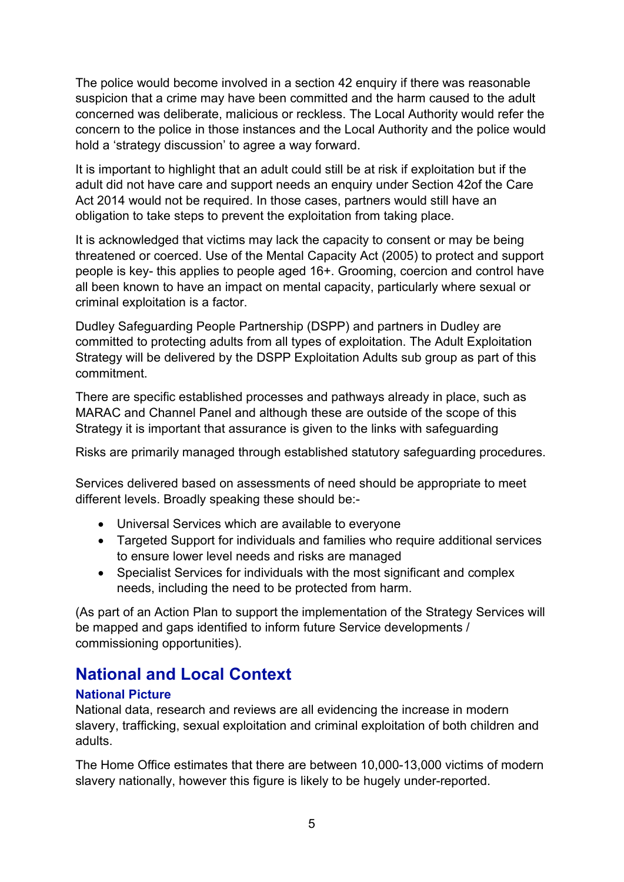The police would become involved in a section 42 enquiry if there was reasonable suspicion that a crime may have been committed and the harm caused to the adult concerned was deliberate, malicious or reckless. The Local Authority would refer the concern to the police in those instances and the Local Authority and the police would hold a 'strategy discussion' to agree a way forward.

It is important to highlight that an adult could still be at risk if exploitation but if the adult did not have care and support needs an enquiry under Section 42of the Care Act 2014 would not be required. In those cases, partners would still have an obligation to take steps to prevent the exploitation from taking place.

It is acknowledged that victims may lack the capacity to consent or may be being threatened or coerced. Use of the Mental Capacity Act (2005) to protect and support people is key- this applies to people aged 16+. Grooming, coercion and control have all been known to have an impact on mental capacity, particularly where sexual or criminal exploitation is a factor.

Dudley Safeguarding People Partnership (DSPP) and partners in Dudley are committed to protecting adults from all types of exploitation. The Adult Exploitation Strategy will be delivered by the DSPP Exploitation Adults sub group as part of this commitment.

There are specific established processes and pathways already in place, such as MARAC and Channel Panel and although these are outside of the scope of this Strategy it is important that assurance is given to the links with safeguarding

Risks are primarily managed through established statutory safeguarding procedures.

Services delivered based on assessments of need should be appropriate to meet different levels. Broadly speaking these should be:-

- Universal Services which are available to everyone
- Targeted Support for individuals and families who require additional services to ensure lower level needs and risks are managed
- Specialist Services for individuals with the most significant and complex needs, including the need to be protected from harm.

(As part of an Action Plan to support the implementation of the Strategy Services will be mapped and gaps identified to inform future Service developments / commissioning opportunities).

## National and Local Context

### National Picture

National data, research and reviews are all evidencing the increase in modern slavery, trafficking, sexual exploitation and criminal exploitation of both children and adults.

The Home Office estimates that there are between 10,000-13,000 victims of modern slavery nationally, however this figure is likely to be hugely under-reported.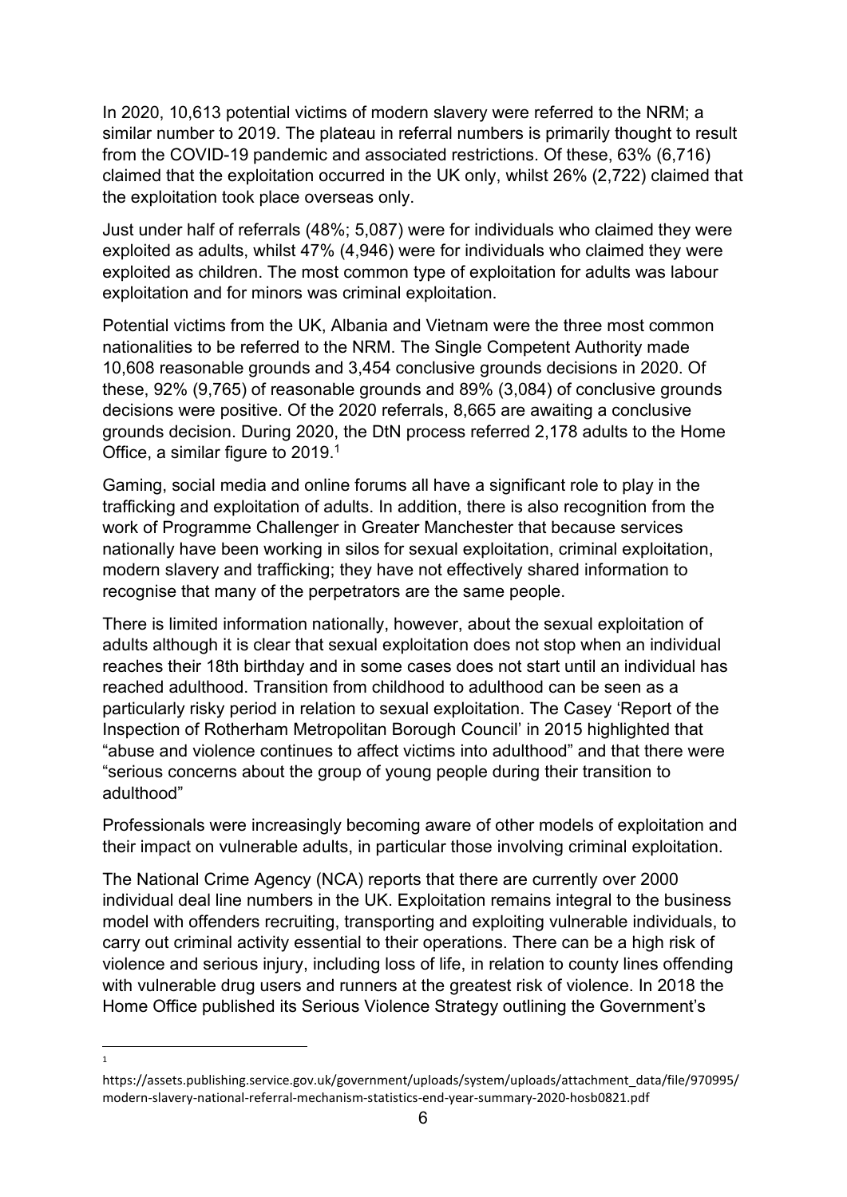In 2020, 10,613 potential victims of modern slavery were referred to the NRM; a similar number to 2019. The plateau in referral numbers is primarily thought to result from the COVID-19 pandemic and associated restrictions. Of these, 63% (6,716) claimed that the exploitation occurred in the UK only, whilst 26% (2,722) claimed that the exploitation took place overseas only.

Just under half of referrals (48%; 5,087) were for individuals who claimed they were exploited as adults, whilst 47% (4,946) were for individuals who claimed they were exploited as children. The most common type of exploitation for adults was labour exploitation and for minors was criminal exploitation.

Potential victims from the UK, Albania and Vietnam were the three most common nationalities to be referred to the NRM. The Single Competent Authority made 10,608 reasonable grounds and 3,454 conclusive grounds decisions in 2020. Of these, 92% (9,765) of reasonable grounds and 89% (3,084) of conclusive grounds decisions were positive. Of the 2020 referrals, 8,665 are awaiting a conclusive grounds decision. During 2020, the DtN process referred 2,178 adults to the Home Office, a similar figure to 2019.[1]

Gaming, social media and online forums all have a significant role to play in the trafficking and exploitation of adults. In addition, there is also recognition from the work of Programme Challenger in Greater Manchester that because services nationally have been working in silos for sexual exploitation, criminal exploitation, modern slavery and trafficking; they have not effectively shared information to recognise that many of the perpetrators are the same people.

There is limited information nationally, however, about the sexual exploitation of adults although it is clear that sexual exploitation does not stop when an individual reaches their 18th birthday and in some cases does not start until an individual has reached adulthood. Transition from childhood to adulthood can be seen as a particularly risky period in relation to sexual exploitation. The Casey 'Report of the Inspection of Rotherham Metropolitan Borough Council' in 2015 highlighted that "abuse and violence continues to affect victims into adulthood" and that there were "serious concerns about the group of young people during their transition to adulthood"

Professionals were increasingly becoming aware of other models of exploitation and their impact on vulnerable adults, in particular those involving criminal exploitation.

The National Crime Agency (NCA) reports that there are currently over 2000 individual deal line numbers in the UK. Exploitation remains integral to the business model with offenders recruiting, transporting and exploiting vulnerable individuals, to carry out criminal activity essential to their operations. There can be a high risk of violence and serious injury, including loss of life, in relation to county lines offending with vulnerable drug users and runners at the greatest risk of violence. In 2018 the Home Office published its Serious Violence Strategy outlining the Government's

---

[1] https://assets.publishing.service.gov.uk/government/uploads/system/uploads/attachment_data/file/970995/modern-slavery-national-referral-mechanism-statistics-end-year-summary-2020-hosb0821.pdf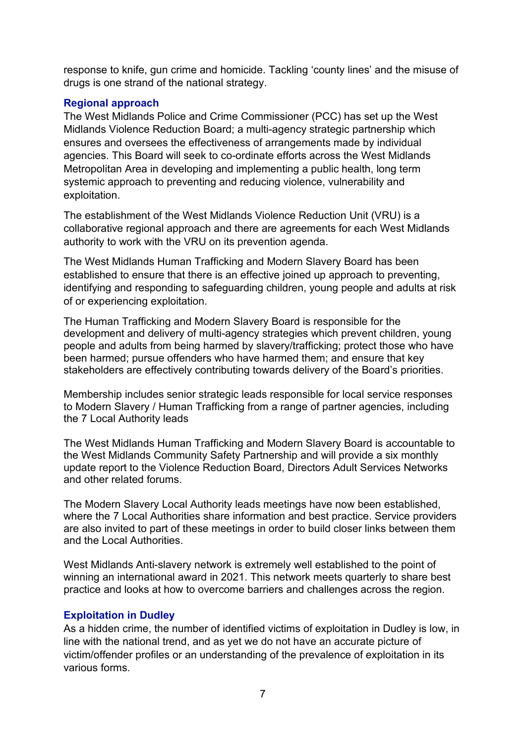response to knife, gun crime and homicide. Tackling 'county lines' and the misuse of drugs is one strand of the national strategy.

### Regional approach

The West Midlands Police and Crime Commissioner (PCC) has set up the West Midlands Violence Reduction Board; a multi-agency strategic partnership which ensures and oversees the effectiveness of arrangements made by individual agencies. This Board will seek to co-ordinate efforts across the West Midlands Metropolitan Area in developing and implementing a public health, long term systemic approach to preventing and reducing violence, vulnerability and exploitation.

The establishment of the West Midlands Violence Reduction Unit (VRU) is a collaborative regional approach and there are agreements for each West Midlands authority to work with the VRU on its prevention agenda.

The West Midlands Human Trafficking and Modern Slavery Board has been established to ensure that there is an effective joined up approach to preventing, identifying and responding to safeguarding children, young people and adults at risk of or experiencing exploitation.

The Human Trafficking and Modern Slavery Board is responsible for the development and delivery of multi-agency strategies which prevent children, young people and adults from being harmed by slavery/trafficking; protect those who have been harmed; pursue offenders who have harmed them; and ensure that key stakeholders are effectively contributing towards delivery of the Board's priorities.

Membership includes senior strategic leads responsible for local service responses to Modern Slavery / Human Trafficking from a range of partner agencies, including the 7 Local Authority leads

The West Midlands Human Trafficking and Modern Slavery Board is accountable to the West Midlands Community Safety Partnership and will provide a six monthly update report to the Violence Reduction Board, Directors Adult Services Networks and other related forums.

The Modern Slavery Local Authority leads meetings have now been established, where the 7 Local Authorities share information and best practice. Service providers are also invited to part of these meetings in order to build closer links between them and the Local Authorities.

West Midlands Anti-slavery network is extremely well established to the point of winning an international award in 2021. This network meets quarterly to share best practice and looks at how to overcome barriers and challenges across the region.

### Exploitation in Dudley

As a hidden crime, the number of identified victims of exploitation in Dudley is low, in line with the national trend, and as yet we do not have an accurate picture of victim/offender profiles or an understanding of the prevalence of exploitation in its various forms.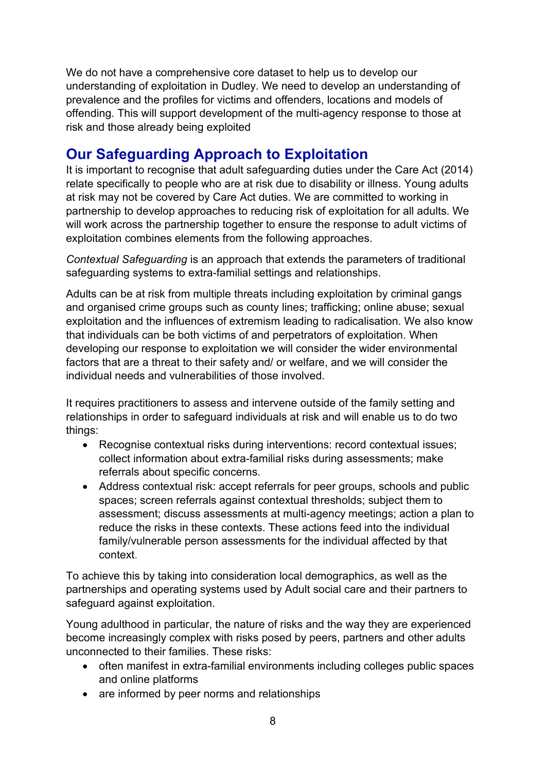We do not have a comprehensive core dataset to help us to develop our understanding of exploitation in Dudley. We need to develop an understanding of prevalence and the profiles for victims and offenders, locations and models of offending. This will support development of the multi-agency response to those at risk and those already being exploited

## Our Safeguarding Approach to Exploitation

It is important to recognise that adult safeguarding duties under the Care Act (2014) relate specifically to people who are at risk due to disability or illness. Young adults at risk may not be covered by Care Act duties. We are committed to working in partnership to develop approaches to reducing risk of exploitation for all adults. We will work across the partnership together to ensure the response to adult victims of exploitation combines elements from the following approaches.

*Contextual Safeguarding* is an approach that extends the parameters of traditional safeguarding systems to extra-familial settings and relationships.

Adults can be at risk from multiple threats including exploitation by criminal gangs and organised crime groups such as county lines; trafficking; online abuse; sexual exploitation and the influences of extremism leading to radicalisation. We also know that individuals can be both victims of and perpetrators of exploitation. When developing our response to exploitation we will consider the wider environmental factors that are a threat to their safety and/ or welfare, and we will consider the individual needs and vulnerabilities of those involved.

It requires practitioners to assess and intervene outside of the family setting and relationships in order to safeguard individuals at risk and will enable us to do two things:

- Recognise contextual risks during interventions: record contextual issues; collect information about extra-familial risks during assessments; make referrals about specific concerns.
- Address contextual risk: accept referrals for peer groups, schools and public spaces; screen referrals against contextual thresholds; subject them to assessment; discuss assessments at multi-agency meetings; action a plan to reduce the risks in these contexts. These actions feed into the individual family/vulnerable person assessments for the individual affected by that context.

To achieve this by taking into consideration local demographics, as well as the partnerships and operating systems used by Adult social care and their partners to safeguard against exploitation.

Young adulthood in particular, the nature of risks and the way they are experienced become increasingly complex with risks posed by peers, partners and other adults unconnected to their families. These risks:

- often manifest in extra-familial environments including colleges public spaces and online platforms
- are informed by peer norms and relationships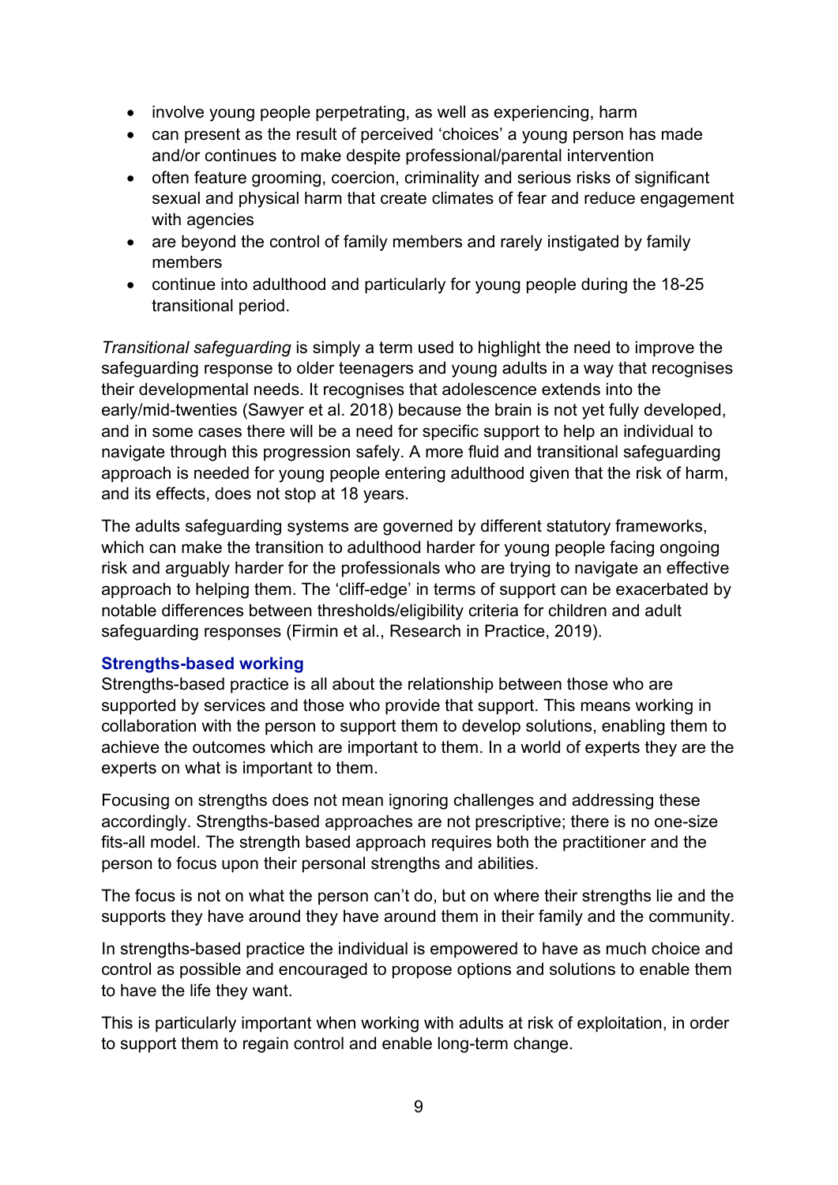- involve young people perpetrating, as well as experiencing, harm
- can present as the result of perceived 'choices' a young person has made and/or continues to make despite professional/parental intervention
- often feature grooming, coercion, criminality and serious risks of significant sexual and physical harm that create climates of fear and reduce engagement with agencies
- are beyond the control of family members and rarely instigated by family members
- continue into adulthood and particularly for young people during the 18-25 transitional period.

*Transitional safeguarding* is simply a term used to highlight the need to improve the safeguarding response to older teenagers and young adults in a way that recognises their developmental needs. It recognises that adolescence extends into the early/mid-twenties (Sawyer et al. 2018) because the brain is not yet fully developed, and in some cases there will be a need for specific support to help an individual to navigate through this progression safely. A more fluid and transitional safeguarding approach is needed for young people entering adulthood given that the risk of harm, and its effects, does not stop at 18 years.

The adults safeguarding systems are governed by different statutory frameworks, which can make the transition to adulthood harder for young people facing ongoing risk and arguably harder for the professionals who are trying to navigate an effective approach to helping them. The 'cliff-edge' in terms of support can be exacerbated by notable differences between thresholds/eligibility criteria for children and adult safeguarding responses (Firmin et al., Research in Practice, 2019).

### Strengths-based working

Strengths-based practice is all about the relationship between those who are supported by services and those who provide that support. This means working in collaboration with the person to support them to develop solutions, enabling them to achieve the outcomes which are important to them. In a world of experts they are the experts on what is important to them.

Focusing on strengths does not mean ignoring challenges and addressing these accordingly. Strengths-based approaches are not prescriptive; there is no one-size fits-all model. The strength based approach requires both the practitioner and the person to focus upon their personal strengths and abilities.

The focus is not on what the person can't do, but on where their strengths lie and the supports they have around they have around them in their family and the community.

In strengths-based practice the individual is empowered to have as much choice and control as possible and encouraged to propose options and solutions to enable them to have the life they want.

This is particularly important when working with adults at risk of exploitation, in order to support them to regain control and enable long-term change.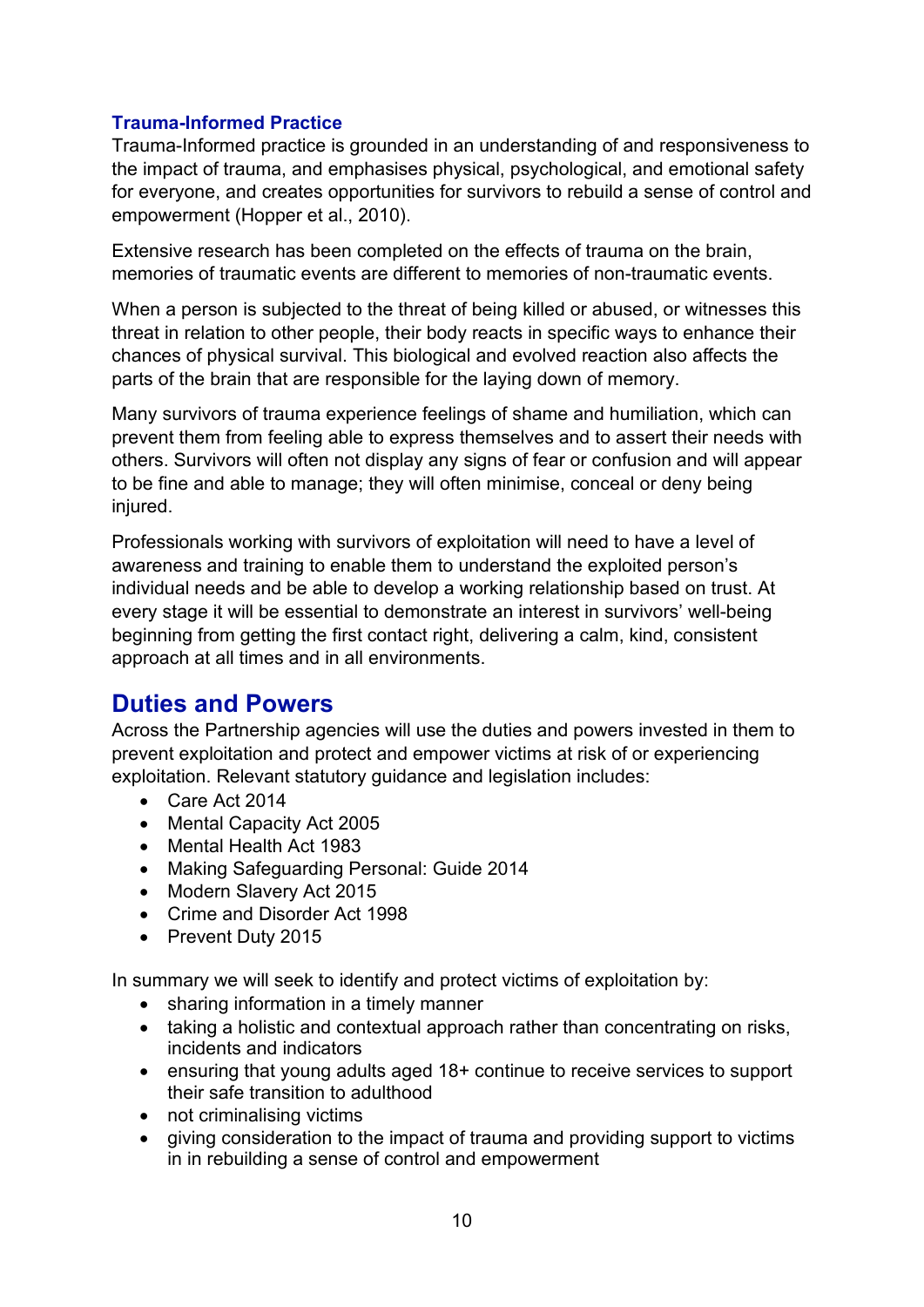### Trauma-Informed Practice

Trauma-Informed practice is grounded in an understanding of and responsiveness to the impact of trauma, and emphasises physical, psychological, and emotional safety for everyone, and creates opportunities for survivors to rebuild a sense of control and empowerment (Hopper et al., 2010).

Extensive research has been completed on the effects of trauma on the brain, memories of traumatic events are different to memories of non-traumatic events.

When a person is subjected to the threat of being killed or abused, or witnesses this threat in relation to other people, their body reacts in specific ways to enhance their chances of physical survival. This biological and evolved reaction also affects the parts of the brain that are responsible for the laying down of memory.

Many survivors of trauma experience feelings of shame and humiliation, which can prevent them from feeling able to express themselves and to assert their needs with others. Survivors will often not display any signs of fear or confusion and will appear to be fine and able to manage; they will often minimise, conceal or deny being injured.

Professionals working with survivors of exploitation will need to have a level of awareness and training to enable them to understand the exploited person's individual needs and be able to develop a working relationship based on trust. At every stage it will be essential to demonstrate an interest in survivors' well-being beginning from getting the first contact right, delivering a calm, kind, consistent approach at all times and in all environments.

## Duties and Powers

Across the Partnership agencies will use the duties and powers invested in them to prevent exploitation and protect and empower victims at risk of or experiencing exploitation. Relevant statutory guidance and legislation includes:

- Care Act 2014
- Mental Capacity Act 2005
- Mental Health Act 1983
- Making Safeguarding Personal: Guide 2014
- Modern Slavery Act 2015
- Crime and Disorder Act 1998
- Prevent Duty 2015

In summary we will seek to identify and protect victims of exploitation by:

- sharing information in a timely manner
- taking a holistic and contextual approach rather than concentrating on risks, incidents and indicators
- ensuring that young adults aged 18+ continue to receive services to support their safe transition to adulthood
- not criminalising victims
- giving consideration to the impact of trauma and providing support to victims in in rebuilding a sense of control and empowerment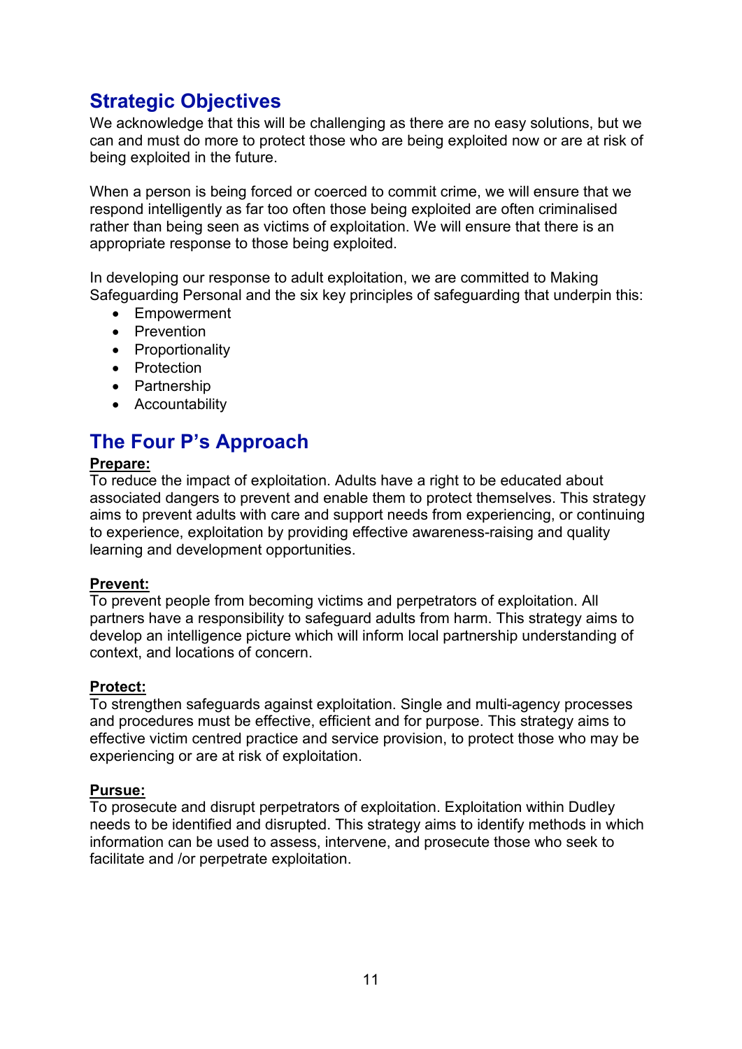## Strategic Objectives

We acknowledge that this will be challenging as there are no easy solutions, but we can and must do more to protect those who are being exploited now or are at risk of being exploited in the future.

When a person is being forced or coerced to commit crime, we will ensure that we respond intelligently as far too often those being exploited are often criminalised rather than being seen as victims of exploitation. We will ensure that there is an appropriate response to those being exploited.

In developing our response to adult exploitation, we are committed to Making Safeguarding Personal and the six key principles of safeguarding that underpin this:

- Empowerment
- Prevention
- Proportionality
- Protection
- Partnership
- Accountability

## The Four P's Approach

**Prepare:**
To reduce the impact of exploitation. Adults have a right to be educated about associated dangers to prevent and enable them to protect themselves. This strategy aims to prevent adults with care and support needs from experiencing, or continuing to experience, exploitation by providing effective awareness-raising and quality learning and development opportunities.

**Prevent:**
To prevent people from becoming victims and perpetrators of exploitation. All partners have a responsibility to safeguard adults from harm. This strategy aims to develop an intelligence picture which will inform local partnership understanding of context, and locations of concern.

**Protect:**
To strengthen safeguards against exploitation. Single and multi-agency processes and procedures must be effective, efficient and for purpose. This strategy aims to effective victim centred practice and service provision, to protect those who may be experiencing or are at risk of exploitation.

**Pursue:**
To prosecute and disrupt perpetrators of exploitation. Exploitation within Dudley needs to be identified and disrupted. This strategy aims to identify methods in which information can be used to assess, intervene, and prosecute those who seek to facilitate and /or perpetrate exploitation.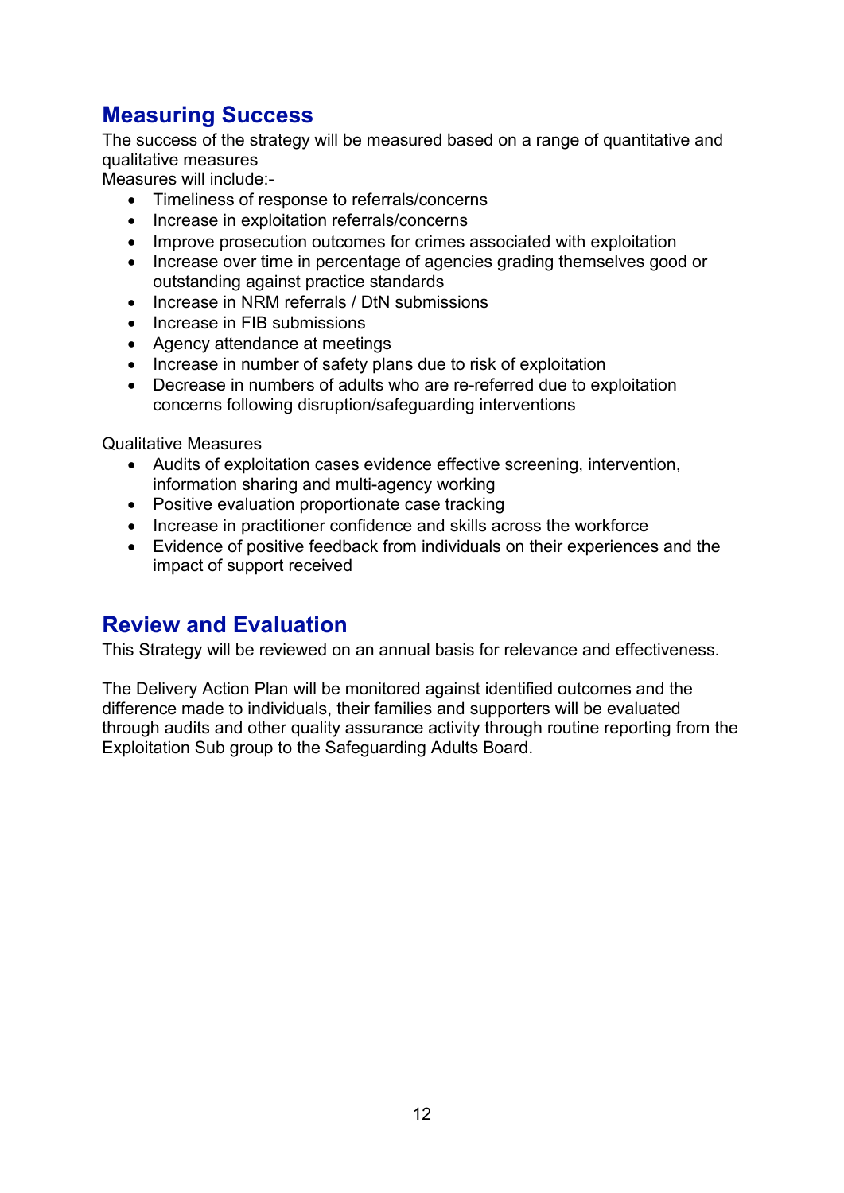## Measuring Success

The success of the strategy will be measured based on a range of quantitative and qualitative measures

Measures will include:-

- Timeliness of response to referrals/concerns
- Increase in exploitation referrals/concerns
- Improve prosecution outcomes for crimes associated with exploitation
- Increase over time in percentage of agencies grading themselves good or outstanding against practice standards
- Increase in NRM referrals / DtN submissions
- Increase in FIB submissions
- Agency attendance at meetings
- Increase in number of safety plans due to risk of exploitation
- Decrease in numbers of adults who are re-referred due to exploitation concerns following disruption/safeguarding interventions

Qualitative Measures

- Audits of exploitation cases evidence effective screening, intervention, information sharing and multi-agency working
- Positive evaluation proportionate case tracking
- Increase in practitioner confidence and skills across the workforce
- Evidence of positive feedback from individuals on their experiences and the impact of support received

## Review and Evaluation

This Strategy will be reviewed on an annual basis for relevance and effectiveness.

The Delivery Action Plan will be monitored against identified outcomes and the difference made to individuals, their families and supporters will be evaluated through audits and other quality assurance activity through routine reporting from the Exploitation Sub group to the Safeguarding Adults Board.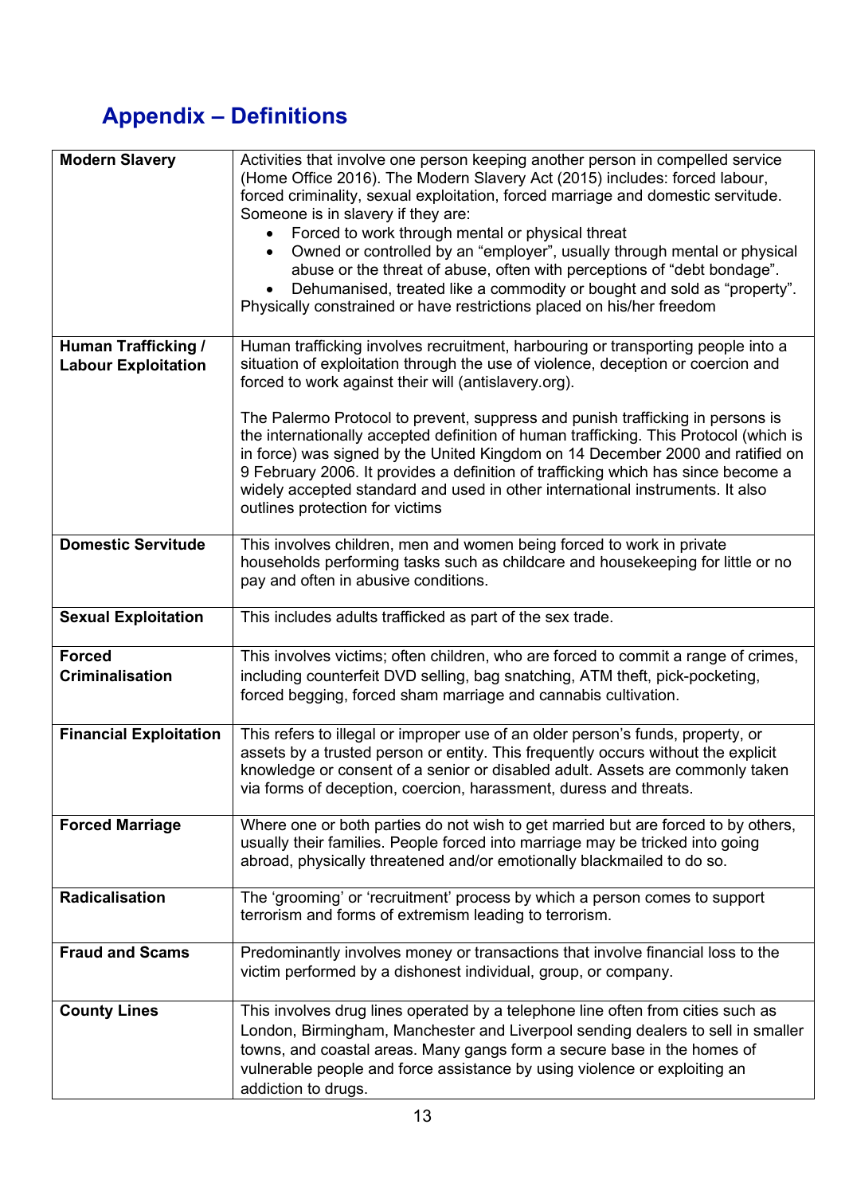## Appendix – Definitions

| | |
|---|---|
| **Modern Slavery** | Activities that involve one person keeping another person in compelled service (Home Office 2016). The Modern Slavery Act (2015) includes: forced labour, forced criminality, sexual exploitation, forced marriage and domestic servitude. Someone is in slavery if they are:<br>• Forced to work through mental or physical threat<br>• Owned or controlled by an "employer", usually through mental or physical abuse or the threat of abuse, often with perceptions of "debt bondage".<br>• Dehumanised, treated like a commodity or bought and sold as "property".<br>Physically constrained or have restrictions placed on his/her freedom |
| **Human Trafficking / Labour Exploitation** | Human trafficking involves recruitment, harbouring or transporting people into a situation of exploitation through the use of violence, deception or coercion and forced to work against their will (antislavery.org).<br><br>The Palermo Protocol to prevent, suppress and punish trafficking in persons is the internationally accepted definition of human trafficking. This Protocol (which is in force) was signed by the United Kingdom on 14 December 2000 and ratified on 9 February 2006. It provides a definition of trafficking which has since become a widely accepted standard and used in other international instruments. It also outlines protection for victims |
| **Domestic Servitude** | This involves children, men and women being forced to work in private households performing tasks such as childcare and housekeeping for little or no pay and often in abusive conditions. |
| **Sexual Exploitation** | This includes adults trafficked as part of the sex trade. |
| **Forced Criminalisation** | This involves victims; often children, who are forced to commit a range of crimes, including counterfeit DVD selling, bag snatching, ATM theft, pick-pocketing, forced begging, forced sham marriage and cannabis cultivation. |
| **Financial Exploitation** | This refers to illegal or improper use of an older person's funds, property, or assets by a trusted person or entity. This frequently occurs without the explicit knowledge or consent of a senior or disabled adult. Assets are commonly taken via forms of deception, coercion, harassment, duress and threats. |
| **Forced Marriage** | Where one or both parties do not wish to get married but are forced to by others, usually their families. People forced into marriage may be tricked into going abroad, physically threatened and/or emotionally blackmailed to do so. |
| **Radicalisation** | The 'grooming' or 'recruitment' process by which a person comes to support terrorism and forms of extremism leading to terrorism. |
| **Fraud and Scams** | Predominantly involves money or transactions that involve financial loss to the victim performed by a dishonest individual, group, or company. |
| **County Lines** | This involves drug lines operated by a telephone line often from cities such as London, Birmingham, Manchester and Liverpool sending dealers to sell in smaller towns, and coastal areas. Many gangs form a secure base in the homes of vulnerable people and force assistance by using violence or exploiting an addiction to drugs. |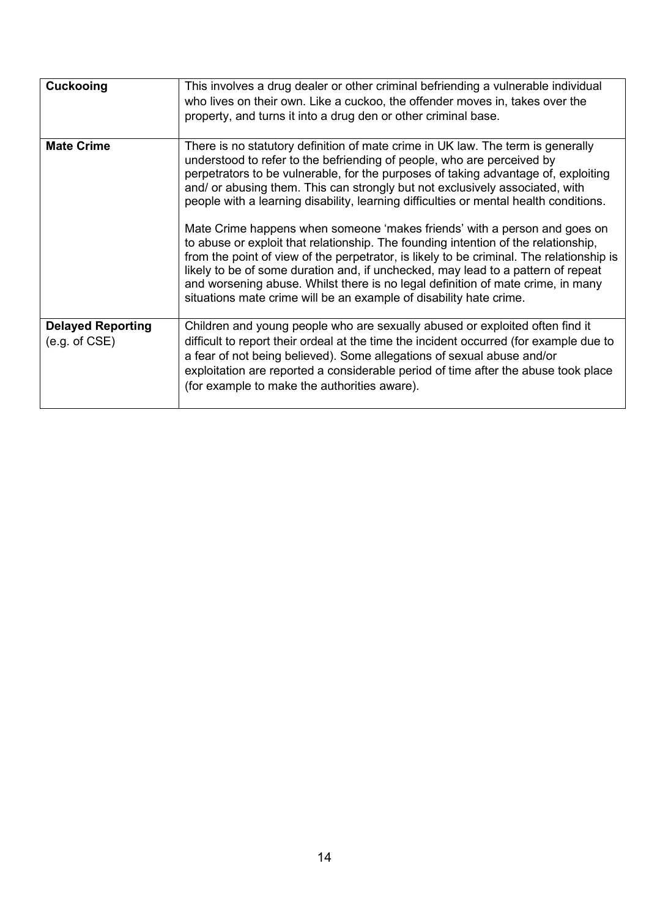| | |
|---|---|
| **Cuckooing** | This involves a drug dealer or other criminal befriending a vulnerable individual who lives on their own. Like a cuckoo, the offender moves in, takes over the property, and turns it into a drug den or other criminal base. |
| **Mate Crime** | There is no statutory definition of mate crime in UK law. The term is generally understood to refer to the befriending of people, who are perceived by perpetrators to be vulnerable, for the purposes of taking advantage of, exploiting and/ or abusing them. This can strongly but not exclusively associated, with people with a learning disability, learning difficulties or mental health conditions.<br><br>Mate Crime happens when someone 'makes friends' with a person and goes on to abuse or exploit that relationship. The founding intention of the relationship, from the point of view of the perpetrator, is likely to be criminal. The relationship is likely to be of some duration and, if unchecked, may lead to a pattern of repeat and worsening abuse. Whilst there is no legal definition of mate crime, in many situations mate crime will be an example of disability hate crime. |
| **Delayed Reporting** (e.g. of CSE) | Children and young people who are sexually abused or exploited often find it difficult to report their ordeal at the time the incident occurred (for example due to a fear of not being believed). Some allegations of sexual abuse and/or exploitation are reported a considerable period of time after the abuse took place (for example to make the authorities aware). |